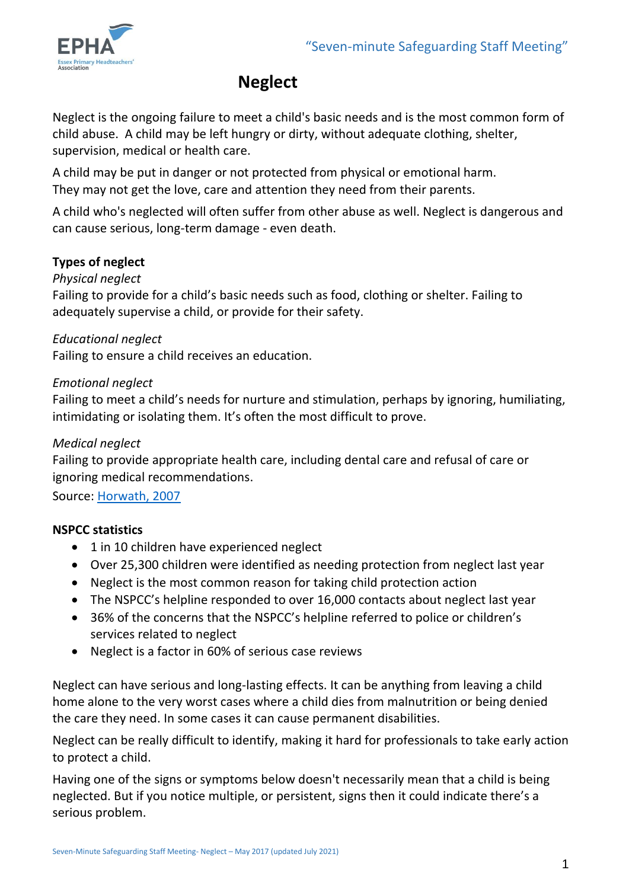# Neglect

Neglect is the ongoing failure to meet a child's basic needs and is the most common form of child abuse. A child may be left hungry or dirty, without adequate clothing, shelter, supervision, medical or health care.

A child may be put in danger or not protected from physical or emotional harm. They may not get the love, care and attention they need from their parents.

A child who's neglected will often suffer from other abuse as well. Neglect is dangerous and can cause serious, long-term damage - even death.

**Types of neglect**

*Physical neglect*

Failing to provide for a child's basic needs such as food, clothing or shelter. Failing to adequately supervise a child, or provide for their safety.

*Educational neglect*

Failing to ensure a child receives an education.

*Emotional neglect*

Failing to meet a child's needs for nurture and stimulation, perhaps by ignoring, humiliating, intimidating or isolating them. It's often the most difficult to prove.

*Medical neglect*

Failing to provide appropriate health care, including dental care and refusal of care or ignoring medical recommendations.

Source: Horwath, 2007

**NSPCC statistics**

- 1 in 10 children have experienced neglect
- Over 25,300 children were identified as needing protection from neglect last year
- Neglect is the most common reason for taking child protection action
- The NSPCC's helpline responded to over 16,000 contacts about neglect last year
- 36% of the concerns that the NSPCC's helpline referred to police or children's services related to neglect
- Neglect is a factor in 60% of serious case reviews

Neglect can have serious and long-lasting effects. It can be anything from leaving a child home alone to the very worst cases where a child dies from malnutrition or being denied the care they need. In some cases it can cause permanent disabilities.

Neglect can be really difficult to identify, making it hard for professionals to take early action to protect a child.

Having one of the signs or symptoms below doesn't necessarily mean that a child is being neglected. But if you notice multiple, or persistent, signs then it could indicate there's a serious problem.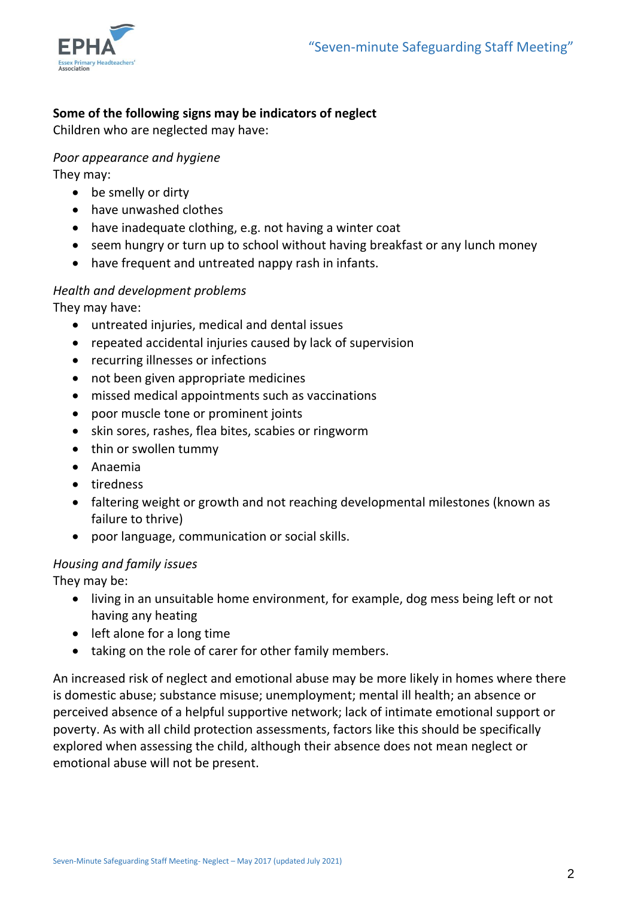**Some of the following signs may be indicators of neglect**

Children who are neglected may have:

*Poor appearance and hygiene*

They may:

- be smelly or dirty
- have unwashed clothes
- have inadequate clothing, e.g. not having a winter coat
- seem hungry or turn up to school without having breakfast or any lunch money
- have frequent and untreated nappy rash in infants.

*Health and development problems*

They may have:

- untreated injuries, medical and dental issues
- repeated accidental injuries caused by lack of supervision
- recurring illnesses or infections
- not been given appropriate medicines
- missed medical appointments such as vaccinations
- poor muscle tone or prominent joints
- skin sores, rashes, flea bites, scabies or ringworm
- thin or swollen tummy
- Anaemia
- tiredness
- faltering weight or growth and not reaching developmental milestones (known as failure to thrive)
- poor language, communication or social skills.

*Housing and family issues*

They may be:

- living in an unsuitable home environment, for example, dog mess being left or not having any heating
- left alone for a long time
- taking on the role of carer for other family members.

An increased risk of neglect and emotional abuse may be more likely in homes where there is domestic abuse; substance misuse; unemployment; mental ill health; an absence or perceived absence of a helpful supportive network; lack of intimate emotional support or poverty. As with all child protection assessments, factors like this should be specifically explored when assessing the child, although their absence does not mean neglect or emotional abuse will not be present.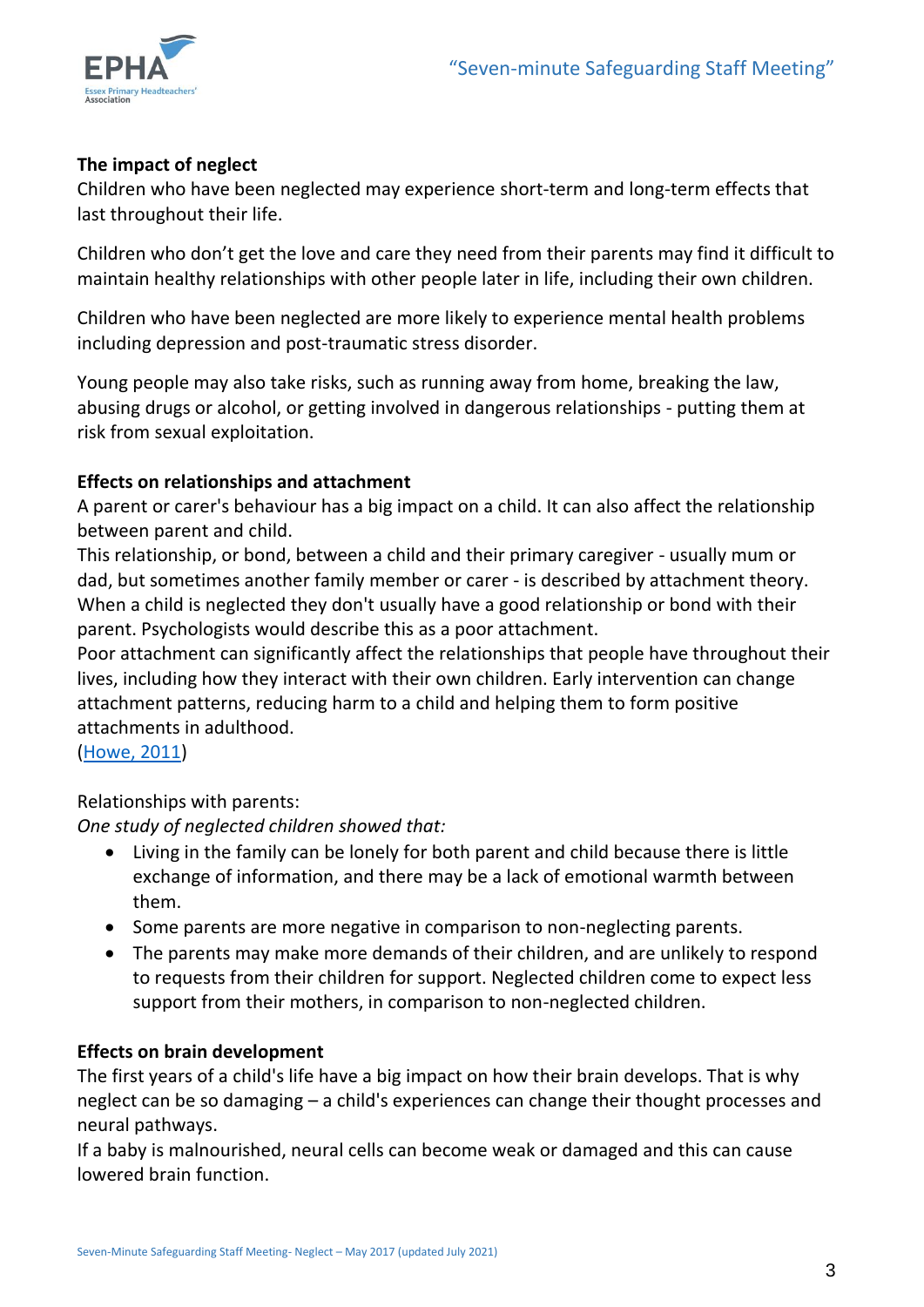**The impact of neglect**

Children who have been neglected may experience short-term and long-term effects that last throughout their life.

Children who don't get the love and care they need from their parents may find it difficult to maintain healthy relationships with other people later in life, including their own children.

Children who have been neglected are more likely to experience mental health problems including depression and post-traumatic stress disorder.

Young people may also take risks, such as running away from home, breaking the law, abusing drugs or alcohol, or getting involved in dangerous relationships - putting them at risk from sexual exploitation.

**Effects on relationships and attachment**

A parent or carer's behaviour has a big impact on a child. It can also affect the relationship between parent and child.

This relationship, or bond, between a child and their primary caregiver - usually mum or dad, but sometimes another family member or carer - is described by attachment theory.

When a child is neglected they don't usually have a good relationship or bond with their parent. Psychologists would describe this as a poor attachment.

Poor attachment can significantly affect the relationships that people have throughout their lives, including how they interact with their own children. Early intervention can change attachment patterns, reducing harm to a child and helping them to form positive attachments in adulthood.

(Howe, 2011)

Relationships with parents:

*One study of neglected children showed that:*

- Living in the family can be lonely for both parent and child because there is little exchange of information, and there may be a lack of emotional warmth between them.
- Some parents are more negative in comparison to non-neglecting parents.
- The parents may make more demands of their children, and are unlikely to respond to requests from their children for support. Neglected children come to expect less support from their mothers, in comparison to non-neglected children.

**Effects on brain development**

The first years of a child's life have a big impact on how their brain develops. That is why neglect can be so damaging – a child's experiences can change their thought processes and neural pathways.

If a baby is malnourished, neural cells can become weak or damaged and this can cause lowered brain function.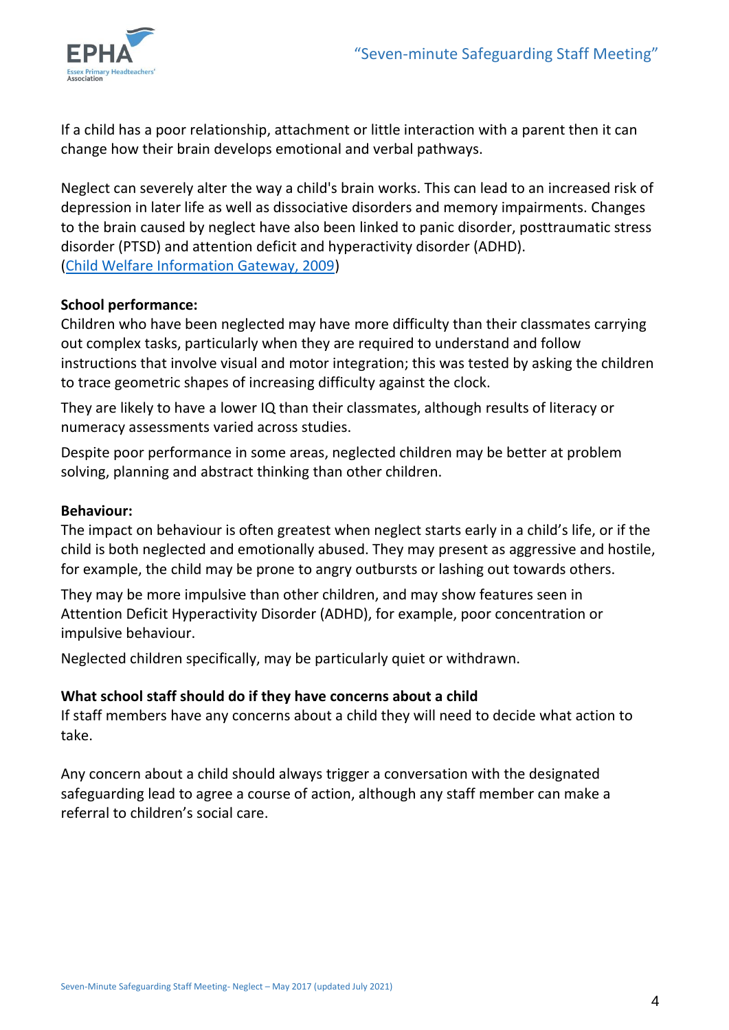If a child has a poor relationship, attachment or little interaction with a parent then it can change how their brain develops emotional and verbal pathways.

Neglect can severely alter the way a child's brain works. This can lead to an increased risk of depression in later life as well as dissociative disorders and memory impairments. Changes to the brain caused by neglect have also been linked to panic disorder, posttraumatic stress disorder (PTSD) and attention deficit and hyperactivity disorder (ADHD). (Child Welfare Information Gateway, 2009)

**School performance:**
Children who have been neglected may have more difficulty than their classmates carrying out complex tasks, particularly when they are required to understand and follow instructions that involve visual and motor integration; this was tested by asking the children to trace geometric shapes of increasing difficulty against the clock.

They are likely to have a lower IQ than their classmates, although results of literacy or numeracy assessments varied across studies.

Despite poor performance in some areas, neglected children may be better at problem solving, planning and abstract thinking than other children.

**Behaviour:**
The impact on behaviour is often greatest when neglect starts early in a child's life, or if the child is both neglected and emotionally abused. They may present as aggressive and hostile, for example, the child may be prone to angry outbursts or lashing out towards others.

They may be more impulsive than other children, and may show features seen in Attention Deficit Hyperactivity Disorder (ADHD), for example, poor concentration or impulsive behaviour.

Neglected children specifically, may be particularly quiet or withdrawn.

**What school staff should do if they have concerns about a child**
If staff members have any concerns about a child they will need to decide what action to take.

Any concern about a child should always trigger a conversation with the designated safeguarding lead to agree a course of action, although any staff member can make a referral to children's social care.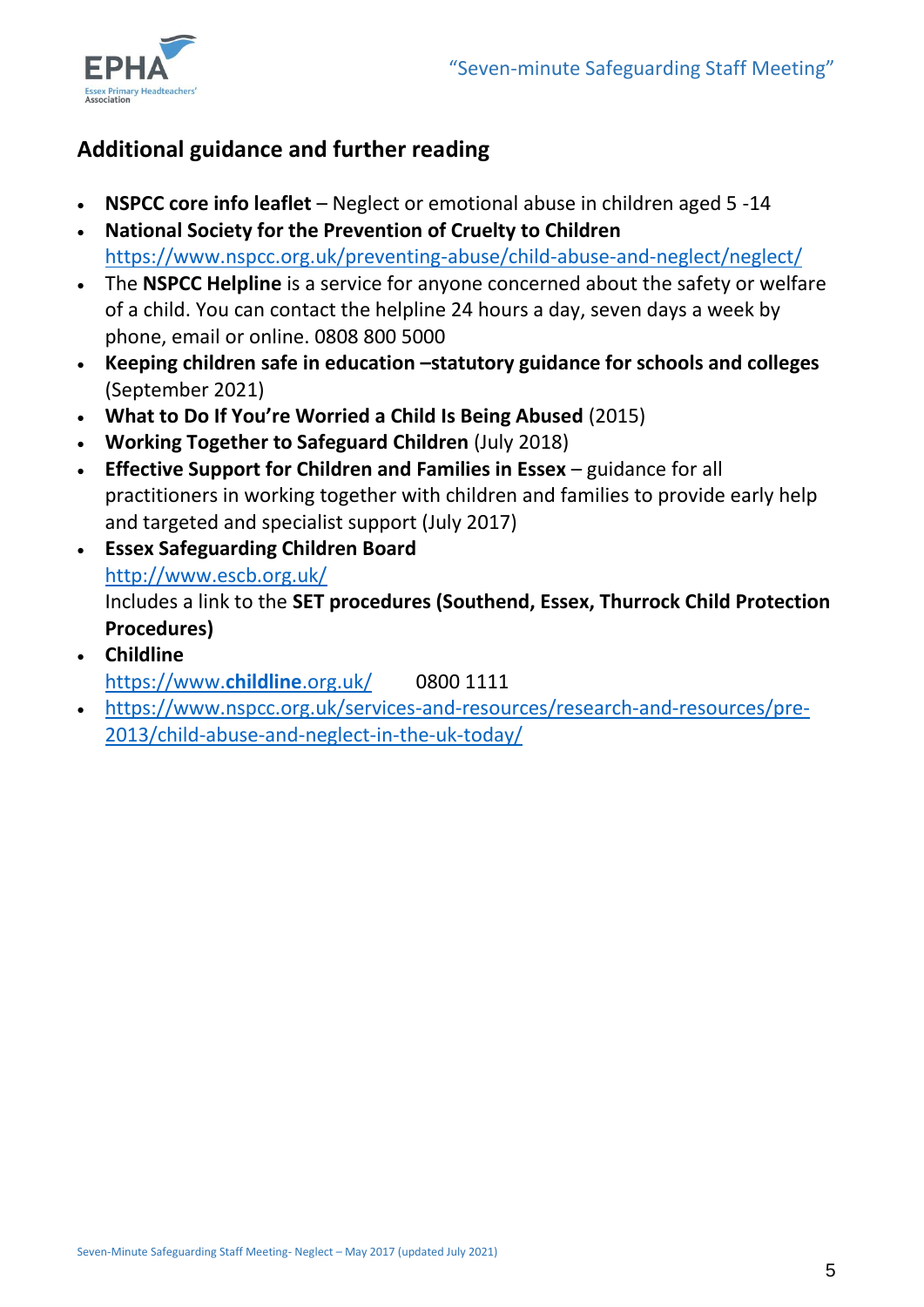## Additional guidance and further reading

- **NSPCC core info leaflet** – Neglect or emotional abuse in children aged 5 -14
- **National Society for the Prevention of Cruelty to Children**
  https://www.nspcc.org.uk/preventing-abuse/child-abuse-and-neglect/neglect/
- The **NSPCC Helpline** is a service for anyone concerned about the safety or welfare of a child. You can contact the helpline 24 hours a day, seven days a week by phone, email or online. 0808 800 5000
- **Keeping children safe in education –statutory guidance for schools and colleges** (September 2021)
- **What to Do If You're Worried a Child Is Being Abused** (2015)
- **Working Together to Safeguard Children** (July 2018)
- **Effective Support for Children and Families in Essex** – guidance for all practitioners in working together with children and families to provide early help and targeted and specialist support (July 2017)
- **Essex Safeguarding Children Board**
  http://www.escb.org.uk/
  Includes a link to the **SET procedures (Southend, Essex, Thurrock Child Protection Procedures)**
- **Childline**
  https://www.**childline**.org.uk/ 0800 1111
- https://www.nspcc.org.uk/services-and-resources/research-and-resources/pre-2013/child-abuse-and-neglect-in-the-uk-today/